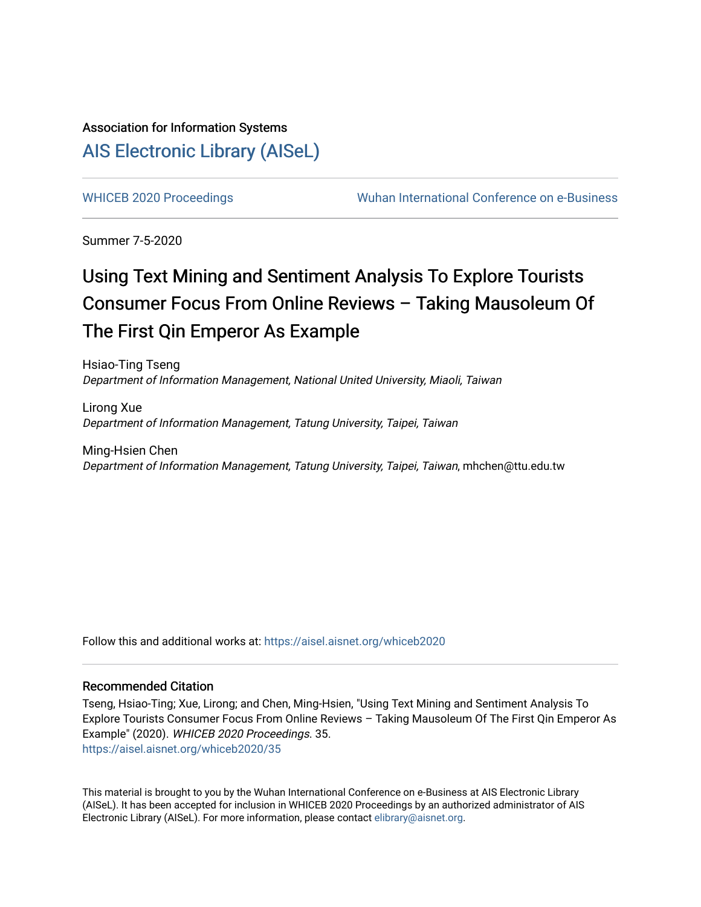Association for Information Systems

# AIS Electronic Library (AISeL)

WHICEB 2020 Proceedings | Wuhan International Conference on e-Business

Summer 7-5-2020

## Using Text Mining and Sentiment Analysis To Explore Tourists Consumer Focus From Online Reviews – Taking Mausoleum Of The First Qin Emperor As Example

Hsiao-Ting Tseng
*Department of Information Management, National United University, Miaoli, Taiwan*

Lirong Xue
*Department of Information Management, Tatung University, Taipei, Taiwan*

Ming-Hsien Chen
*Department of Information Management, Tatung University, Taipei, Taiwan*, mhchen@ttu.edu.tw

Follow this and additional works at: https://aisel.aisnet.org/whiceb2020

### Recommended Citation

Tseng, Hsiao-Ting; Xue, Lirong; and Chen, Ming-Hsien, "Using Text Mining and Sentiment Analysis To Explore Tourists Consumer Focus From Online Reviews – Taking Mausoleum Of The First Qin Emperor As Example" (2020). *WHICEB 2020 Proceedings*. 35.
https://aisel.aisnet.org/whiceb2020/35

This material is brought to you by the Wuhan International Conference on e-Business at AIS Electronic Library (AISeL). It has been accepted for inclusion in WHICEB 2020 Proceedings by an authorized administrator of AIS Electronic Library (AISeL). For more information, please contact elibrary@aisnet.org.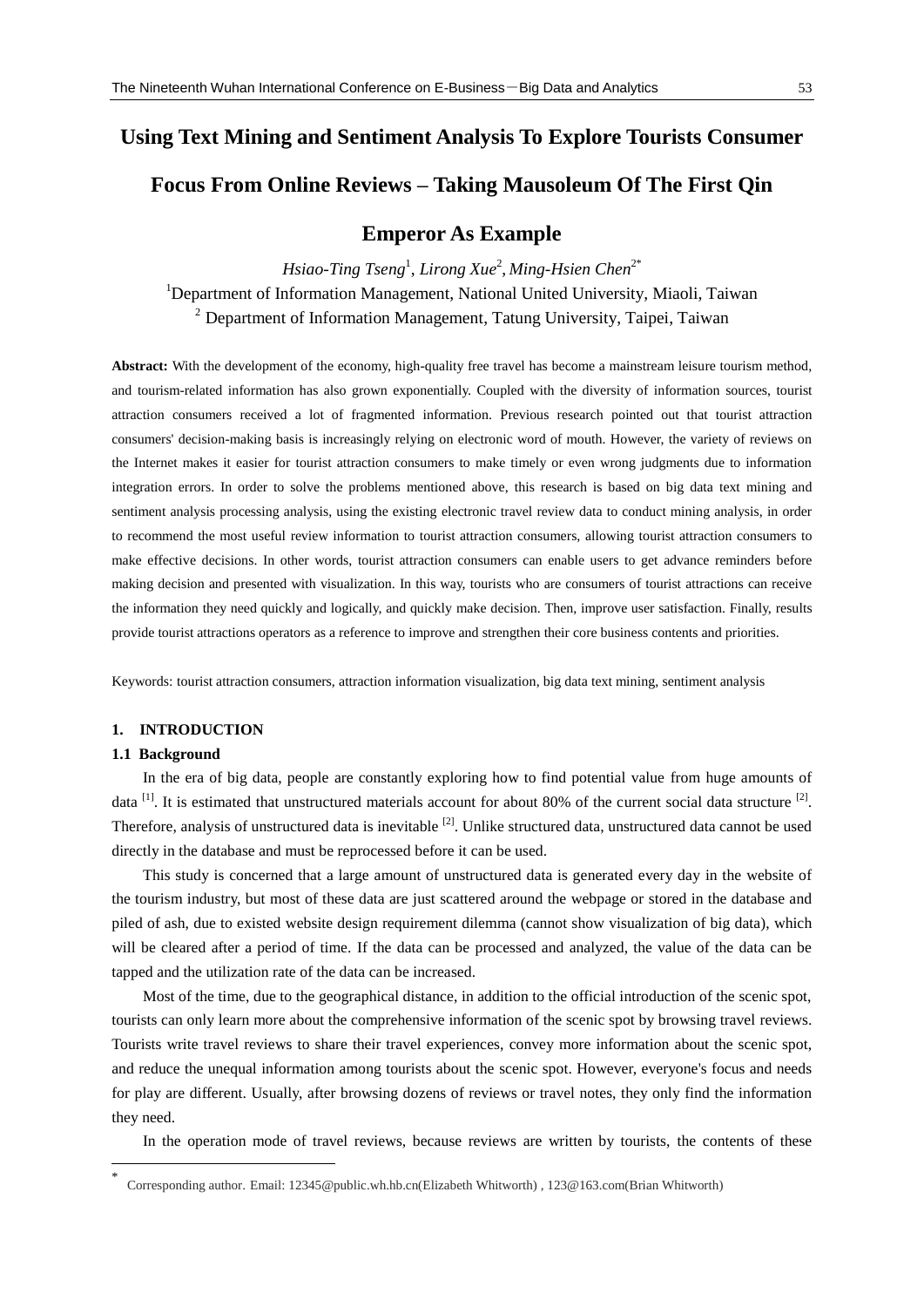# Using Text Mining and Sentiment Analysis To Explore Tourists Consumer Focus From Online Reviews – Taking Mausoleum Of The First Qin Emperor As Example

*Hsiao-Ting Tseng*[1], *Lirong Xue*[2], *Ming-Hsien Chen*[2*]

[1]Department of Information Management, National United University, Miaoli, Taiwan

[2] Department of Information Management, Tatung University, Taipei, Taiwan

**Abstract:** With the development of the economy, high-quality free travel has become a mainstream leisure tourism method, and tourism-related information has also grown exponentially. Coupled with the diversity of information sources, tourist attraction consumers received a lot of fragmented information. Previous research pointed out that tourist attraction consumers' decision-making basis is increasingly relying on electronic word of mouth. However, the variety of reviews on the Internet makes it easier for tourist attraction consumers to make timely or even wrong judgments due to information integration errors. In order to solve the problems mentioned above, this research is based on big data text mining and sentiment analysis processing analysis, using the existing electronic travel review data to conduct mining analysis, in order to recommend the most useful review information to tourist attraction consumers, allowing tourist attraction consumers to make effective decisions. In other words, tourist attraction consumers can enable users to get advance reminders before making decision and presented with visualization. In this way, tourists who are consumers of tourist attractions can receive the information they need quickly and logically, and quickly make decision. Then, improve user satisfaction. Finally, results provide tourist attractions operators as a reference to improve and strengthen their core business contents and priorities.

Keywords: tourist attraction consumers, attraction information visualization, big data text mining, sentiment analysis

## 1. INTRODUCTION

### 1.1 Background

In the era of big data, people are constantly exploring how to find potential value from huge amounts of data [1]. It is estimated that unstructured materials account for about 80% of the current social data structure [2]. Therefore, analysis of unstructured data is inevitable [2]. Unlike structured data, unstructured data cannot be used directly in the database and must be reprocessed before it can be used.

This study is concerned that a large amount of unstructured data is generated every day in the website of the tourism industry, but most of these data are just scattered around the webpage or stored in the database and piled of ash, due to existed website design requirement dilemma (cannot show visualization of big data), which will be cleared after a period of time. If the data can be processed and analyzed, the value of the data can be tapped and the utilization rate of the data can be increased.

Most of the time, due to the geographical distance, in addition to the official introduction of the scenic spot, tourists can only learn more about the comprehensive information of the scenic spot by browsing travel reviews. Tourists write travel reviews to share their travel experiences, convey more information about the scenic spot, and reduce the unequal information among tourists about the scenic spot. However, everyone's focus and needs for play are different. Usually, after browsing dozens of reviews or travel notes, they only find the information they need.

In the operation mode of travel reviews, because reviews are written by tourists, the contents of these

* Corresponding author. Email: 12345@public.wh.hb.cn(Elizabeth Whitworth) , 123@163.com(Brian Whitworth)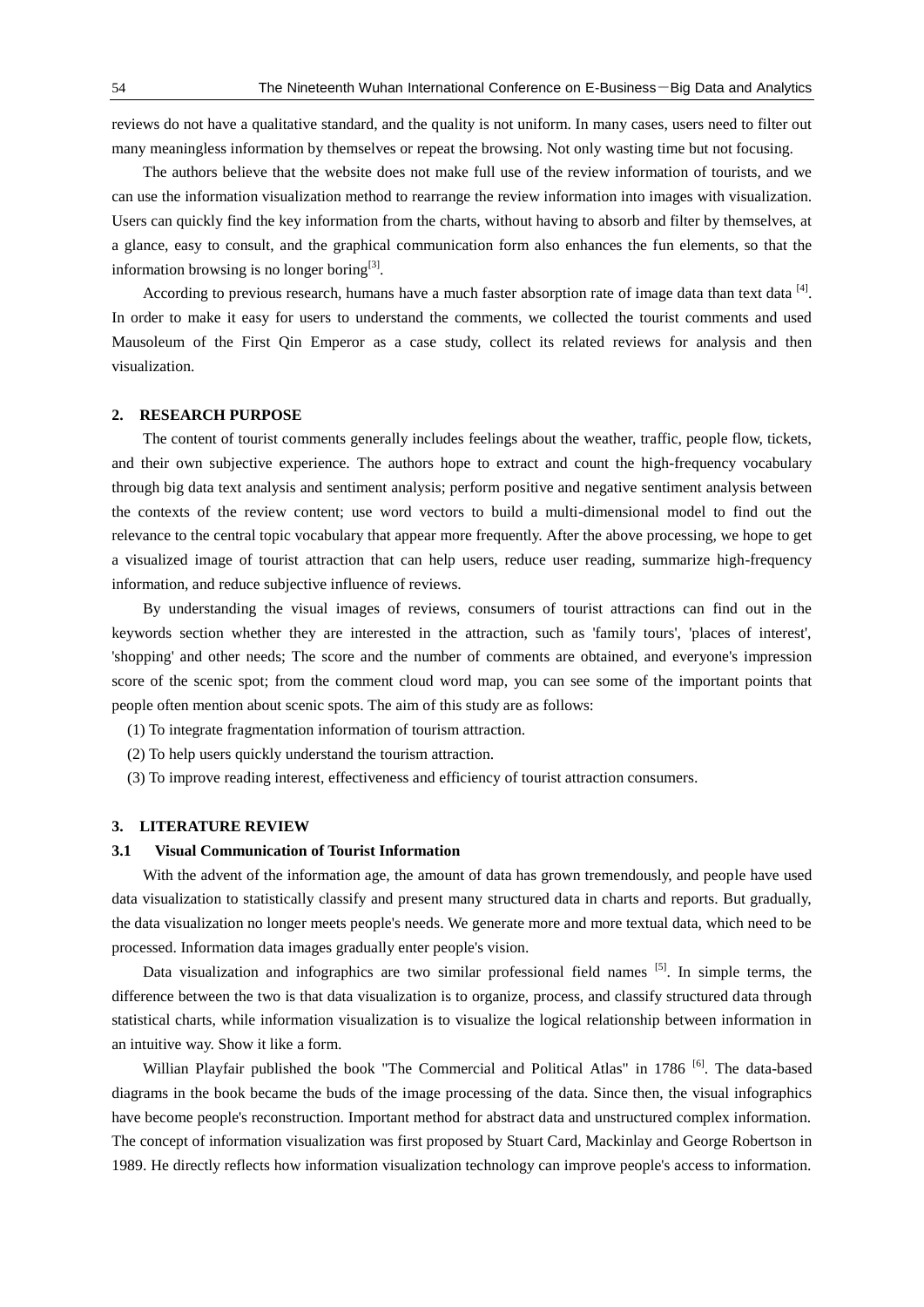reviews do not have a qualitative standard, and the quality is not uniform. In many cases, users need to filter out many meaningless information by themselves or repeat the browsing. Not only wasting time but not focusing.

The authors believe that the website does not make full use of the review information of tourists, and we can use the information visualization method to rearrange the review information into images with visualization. Users can quickly find the key information from the charts, without having to absorb and filter by themselves, at a glance, easy to consult, and the graphical communication form also enhances the fun elements, so that the information browsing is no longer boring[3].

According to previous research, humans have a much faster absorption rate of image data than text data [4]. In order to make it easy for users to understand the comments, we collected the tourist comments and used Mausoleum of the First Qin Emperor as a case study, collect its related reviews for analysis and then visualization.

## 2. RESEARCH PURPOSE

The content of tourist comments generally includes feelings about the weather, traffic, people flow, tickets, and their own subjective experience. The authors hope to extract and count the high-frequency vocabulary through big data text analysis and sentiment analysis; perform positive and negative sentiment analysis between the contexts of the review content; use word vectors to build a multi-dimensional model to find out the relevance to the central topic vocabulary that appear more frequently. After the above processing, we hope to get a visualized image of tourist attraction that can help users, reduce user reading, summarize high-frequency information, and reduce subjective influence of reviews.

By understanding the visual images of reviews, consumers of tourist attractions can find out in the keywords section whether they are interested in the attraction, such as 'family tours', 'places of interest', 'shopping' and other needs; The score and the number of comments are obtained, and everyone's impression score of the scenic spot; from the comment cloud word map, you can see some of the important points that people often mention about scenic spots. The aim of this study are as follows:

(1) To integrate fragmentation information of tourism attraction.

(2) To help users quickly understand the tourism attraction.

(3) To improve reading interest, effectiveness and efficiency of tourist attraction consumers.

## 3. LITERATURE REVIEW

### 3.1 Visual Communication of Tourist Information

With the advent of the information age, the amount of data has grown tremendously, and people have used data visualization to statistically classify and present many structured data in charts and reports. But gradually, the data visualization no longer meets people's needs. We generate more and more textual data, which need to be processed. Information data images gradually enter people's vision.

Data visualization and infographics are two similar professional field names [5]. In simple terms, the difference between the two is that data visualization is to organize, process, and classify structured data through statistical charts, while information visualization is to visualize the logical relationship between information in an intuitive way. Show it like a form.

Willian Playfair published the book "The Commercial and Political Atlas" in 1786 [6]. The data-based diagrams in the book became the buds of the image processing of the data. Since then, the visual infographics have become people's reconstruction. Important method for abstract data and unstructured complex information. The concept of information visualization was first proposed by Stuart Card, Mackinlay and George Robertson in 1989. He directly reflects how information visualization technology can improve people's access to information.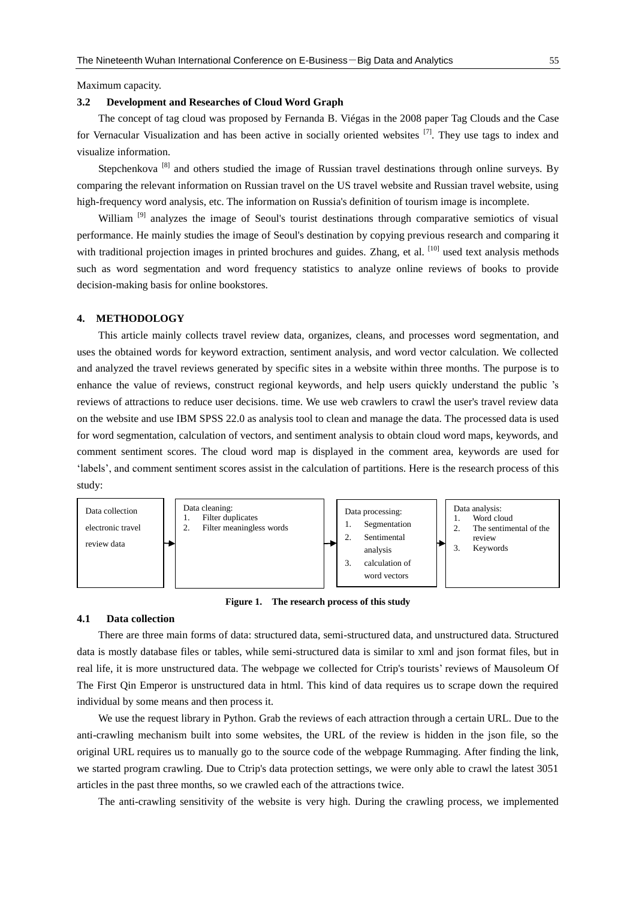Maximum capacity.

### 3.2 Development and Researches of Cloud Word Graph

The concept of tag cloud was proposed by Fernanda B. Viégas in the 2008 paper Tag Clouds and the Case for Vernacular Visualization and has been active in socially oriented websites [7]. They use tags to index and visualize information.

Stepchenkova [8] and others studied the image of Russian travel destinations through online surveys. By comparing the relevant information on Russian travel on the US travel website and Russian travel website, using high-frequency word analysis, etc. The information on Russia's definition of tourism image is incomplete.

William [9] analyzes the image of Seoul's tourist destinations through comparative semiotics of visual performance. He mainly studies the image of Seoul's destination by copying previous research and comparing it with traditional projection images in printed brochures and guides. Zhang, et al. [10] used text analysis methods such as word segmentation and word frequency statistics to analyze online reviews of books to provide decision-making basis for online bookstores.

## 4. METHODOLOGY

This article mainly collects travel review data, organizes, cleans, and processes word segmentation, and uses the obtained words for keyword extraction, sentiment analysis, and word vector calculation. We collected and analyzed the travel reviews generated by specific sites in a website within three months. The purpose is to enhance the value of reviews, construct regional keywords, and help users quickly understand the public 's reviews of attractions to reduce user decisions. time. We use web crawlers to crawl the user's travel review data on the website and use IBM SPSS 22.0 as analysis tool to clean and manage the data. The processed data is used for word segmentation, calculation of vectors, and sentiment analysis to obtain cloud word maps, keywords, and comment sentiment scores. The cloud word map is displayed in the comment area, keywords are used for 'labels', and comment sentiment scores assist in the calculation of partitions. Here is the research process of this study:

Data collection electronic travel review data → Data cleaning: 1. Filter duplicates 2. Filter meaningless words → Data processing: 1. Segmentation 2. Sentimental analysis 3. calculation of word vectors → Data analysis: 1. Word cloud 2. The sentimental of the review 3. Keywords

**Figure 1. The research process of this study**

### 4.1 Data collection

There are three main forms of data: structured data, semi-structured data, and unstructured data. Structured data is mostly database files or tables, while semi-structured data is similar to xml and json format files, but in real life, it is more unstructured data. The webpage we collected for Ctrip's tourists' reviews of Mausoleum Of The First Qin Emperor is unstructured data in html. This kind of data requires us to scrape down the required individual by some means and then process it.

We use the request library in Python. Grab the reviews of each attraction through a certain URL. Due to the anti-crawling mechanism built into some websites, the URL of the review is hidden in the json file, so the original URL requires us to manually go to the source code of the webpage Rummaging. After finding the link, we started program crawling. Due to Ctrip's data protection settings, we were only able to crawl the latest 3051 articles in the past three months, so we crawled each of the attractions twice.

The anti-crawling sensitivity of the website is very high. During the crawling process, we implemented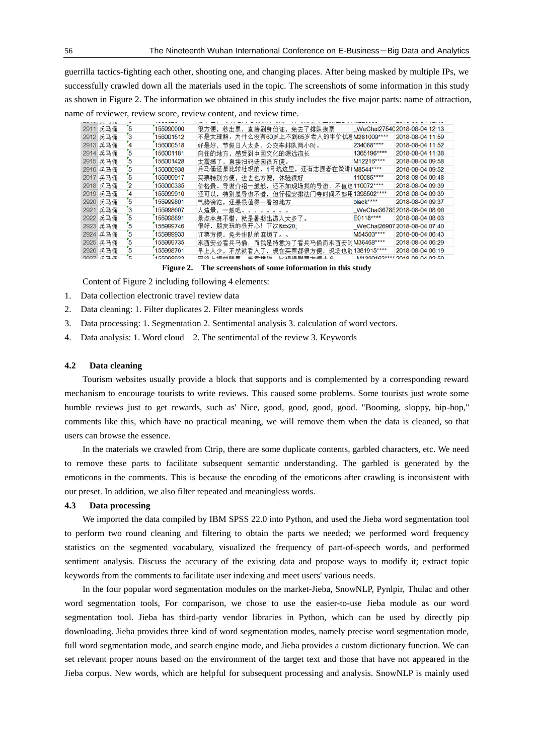guerrilla tactics-fighting each other, shooting one, and changing places. After being masked by multiple IPs, we successfully crawled down all the materials used in the topic. The screenshots of some information in this study as shown in Figure 2. The information we obtained in this study includes the five major parts: name of attraction, name of reviewer, review score, review content, and review time.

| | | | | | | |
|---|---|---|---|---|---|---|
| 2911 | 兵马俑 | 5 | 155990000 | 很方便，秒出票，直接刷身份证，免去了排队换票 | _WeChat2754C | 2018-08-04 12:13 |
| 2912 | 兵马俑 | 3 | 156001512 | 不是太理解，为什么没有60岁上不到65岁老人的半价优惠 | M281009**** | 2018-08-04 11:59 |
| 2913 | 兵马俑 | 4 | 156000518 | 好是好，节假日人太多，公交车排队两小时。 | 234088**** | 2018-08-04 11:52 |
| 2914 | 兵马俑 | 5 | 156001181 | 向往的地方，感受到中国文化的源远流长 | 1365196**** | 2018-08-04 11:38 |
| 2915 | 兵马俑 | 5 | 156001428 | 太震撼了，直接扫码进园很方便。 | M12216**** | 2018-08-04 09:58 |
| 2916 | 兵马俑 | 5 | 156000938 | 兵马俑还是比较壮观的，1号坑这里，还有志愿者在做讲解 | M8544**** | 2018-08-04 09:52 |
| 2917 | 兵马俑 | 5 | 155999917 | 买票特别方便，进去也方便，体验很好 | 110085**** | 2018-08-04 09:48 |
| 2918 | 兵马俑 | 2 | 156000335 | 价格贵，导游介绍一般般，还不如现场找的导游，不值这 | 110072**** | 2018-08-04 09:39 |
| 2919 | 兵马俑 | 4 | 155999910 | 还可以，特别是导游不错，但行程安排法门寺时间不够用 | 1398502**** | 2018-08-04 09:39 |
| 2920 | 兵马俑 | 5 | 155999801 | 气势滂沱，还是很值得一看的地方 | black**** | 2018-08-04 09:37 |
| 2921 | 兵马俑 | 3 | 155998607 | 人造景，一般吧。。。。。。。。 | _WeChat36785 | 2018-08-04 08:06 |
| 2922 | 兵马俑 | 5 | 155998891 | 景点本身不错，就是暑期出游人太多了。 | E0118**** | 2018-08-04 08:03 |
| 2923 | 兵马俑 | 5 | 155999746 | 很好，朋友玩的很开心！下次&#x20; | _WeChat26907 | 2018-08-04 07:40 |
| 2924 | 兵马俑 | 5 | 155999933 | 订票方便，免去排队的麻烦了。。 | M54503**** | 2018-08-04 06:43 |
| 2925 | 兵马俑 | 5 | 155999735 | 来西安必看兵马俑，而我是特意为了看兵马俑而来西安的 | M36468**** | 2018-08-04 06:29 |
| 2926 | 兵马俑 | 5 | 155998761 | 早上人少，不然就看人了，现在买票都很方便，现场也能 | 1381915**** | 2018-08-04 06:19 |

**Figure 2. The screenshots of some information in this study**

Content of Figure 2 including following 4 elements:

1. Data collection electronic travel review data
2. Data cleaning: 1. Filter duplicates 2. Filter meaningless words
3. Data processing: 1. Segmentation 2. Sentimental analysis 3. calculation of word vectors.
4. Data analysis: 1. Word cloud 2. The sentimental of the review 3. Keywords

### 4.2 Data cleaning

Tourism websites usually provide a block that supports and is complemented by a corresponding reward mechanism to encourage tourists to write reviews. This caused some problems. Some tourists just wrote some humble reviews just to get rewards, such as' Nice, good, good, good, good. "Booming, sloppy, hip-hop," comments like this, which have no practical meaning, we will remove them when the data is cleaned, so that users can browse the essence.

In the materials we crawled from Ctrip, there are some duplicate contents, garbled characters, etc. We need to remove these parts to facilitate subsequent semantic understanding. The garbled is generated by the emoticons in the comments. This is because the encoding of the emoticons after crawling is inconsistent with our preset. In addition, we also filter repeated and meaningless words.

### 4.3 Data processing

We imported the data compiled by IBM SPSS 22.0 into Python, and used the Jieba word segmentation tool to perform two round cleaning and filtering to obtain the parts we needed; we performed word frequency statistics on the segmented vocabulary, visualized the frequency of part-of-speech words, and performed sentiment analysis. Discuss the accuracy of the existing data and propose ways to modify it; extract topic keywords from the comments to facilitate user indexing and meet users' various needs.

In the four popular word segmentation modules on the market-Jieba, SnowNLP, Pynlpir, Thulac and other word segmentation tools, For comparison, we chose to use the easier-to-use Jieba module as our word segmentation tool. Jieba has third-party vendor libraries in Python, which can be used by directly pip downloading. Jieba provides three kind of word segmentation modes, namely precise word segmentation mode, full word segmentation mode, and search engine mode, and Jieba provides a custom dictionary function. We can set relevant proper nouns based on the environment of the target text and those that have not appeared in the Jieba corpus. New words, which are helpful for subsequent processing and analysis. SnowNLP is mainly used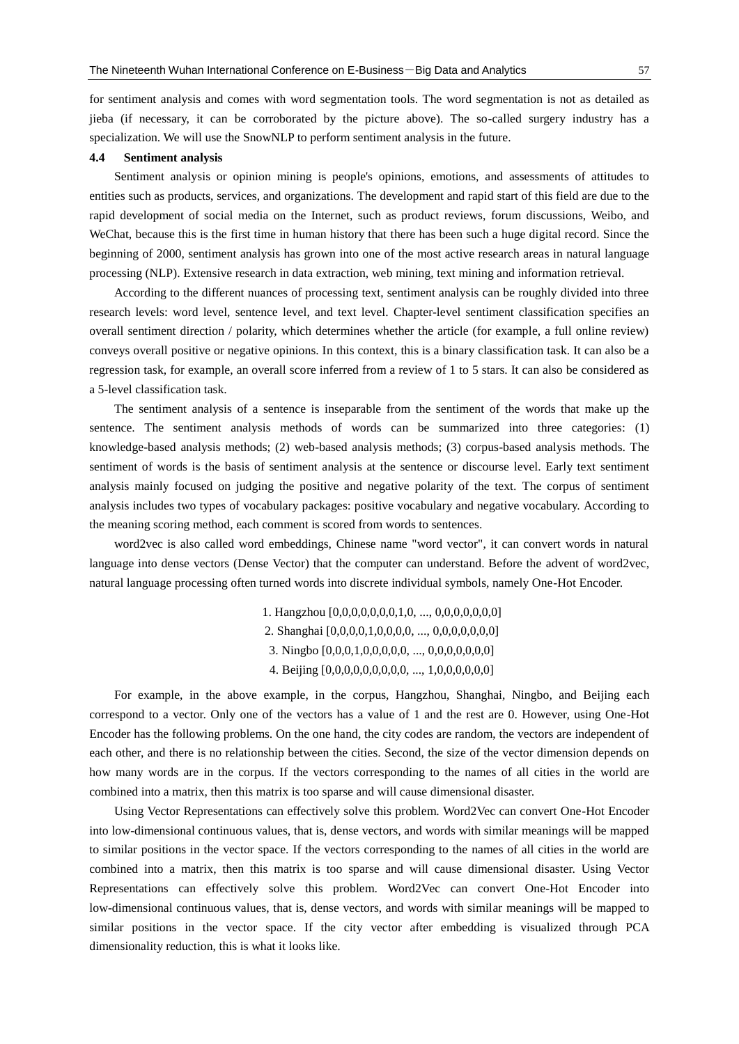for sentiment analysis and comes with word segmentation tools. The word segmentation is not as detailed as jieba (if necessary, it can be corroborated by the picture above). The so-called surgery industry has a specialization. We will use the SnowNLP to perform sentiment analysis in the future.

### 4.4 Sentiment analysis

Sentiment analysis or opinion mining is people's opinions, emotions, and assessments of attitudes to entities such as products, services, and organizations. The development and rapid start of this field are due to the rapid development of social media on the Internet, such as product reviews, forum discussions, Weibo, and WeChat, because this is the first time in human history that there has been such a huge digital record. Since the beginning of 2000, sentiment analysis has grown into one of the most active research areas in natural language processing (NLP). Extensive research in data extraction, web mining, text mining and information retrieval.

According to the different nuances of processing text, sentiment analysis can be roughly divided into three research levels: word level, sentence level, and text level. Chapter-level sentiment classification specifies an overall sentiment direction / polarity, which determines whether the article (for example, a full online review) conveys overall positive or negative opinions. In this context, this is a binary classification task. It can also be a regression task, for example, an overall score inferred from a review of 1 to 5 stars. It can also be considered as a 5-level classification task.

The sentiment analysis of a sentence is inseparable from the sentiment of the words that make up the sentence. The sentiment analysis methods of words can be summarized into three categories: (1) knowledge-based analysis methods; (2) web-based analysis methods; (3) corpus-based analysis methods. The sentiment of words is the basis of sentiment analysis at the sentence or discourse level. Early text sentiment analysis mainly focused on judging the positive and negative polarity of the text. The corpus of sentiment analysis includes two types of vocabulary packages: positive vocabulary and negative vocabulary. According to the meaning scoring method, each comment is scored from words to sentences.

word2vec is also called word embeddings, Chinese name "word vector", it can convert words in natural language into dense vectors (Dense Vector) that the computer can understand. Before the advent of word2vec, natural language processing often turned words into discrete individual symbols, namely One-Hot Encoder.

1. Hangzhou [0,0,0,0,0,0,0,1,0, ..., 0,0,0,0,0,0,0]
2. Shanghai [0,0,0,0,1,0,0,0,0, ..., 0,0,0,0,0,0,0]
3. Ningbo [0,0,0,1,0,0,0,0,0, ..., 0,0,0,0,0,0,0]
4. Beijing [0,0,0,0,0,0,0,0,0, ..., 1,0,0,0,0,0,0]

For example, in the above example, in the corpus, Hangzhou, Shanghai, Ningbo, and Beijing each correspond to a vector. Only one of the vectors has a value of 1 and the rest are 0. However, using One-Hot Encoder has the following problems. On the one hand, the city codes are random, the vectors are independent of each other, and there is no relationship between the cities. Second, the size of the vector dimension depends on how many words are in the corpus. If the vectors corresponding to the names of all cities in the world are combined into a matrix, then this matrix is too sparse and will cause dimensional disaster.

Using Vector Representations can effectively solve this problem. Word2Vec can convert One-Hot Encoder into low-dimensional continuous values, that is, dense vectors, and words with similar meanings will be mapped to similar positions in the vector space. If the vectors corresponding to the names of all cities in the world are combined into a matrix, then this matrix is too sparse and will cause dimensional disaster. Using Vector Representations can effectively solve this problem. Word2Vec can convert One-Hot Encoder into low-dimensional continuous values, that is, dense vectors, and words with similar meanings will be mapped to similar positions in the vector space. If the city vector after embedding is visualized through PCA dimensionality reduction, this is what it looks like.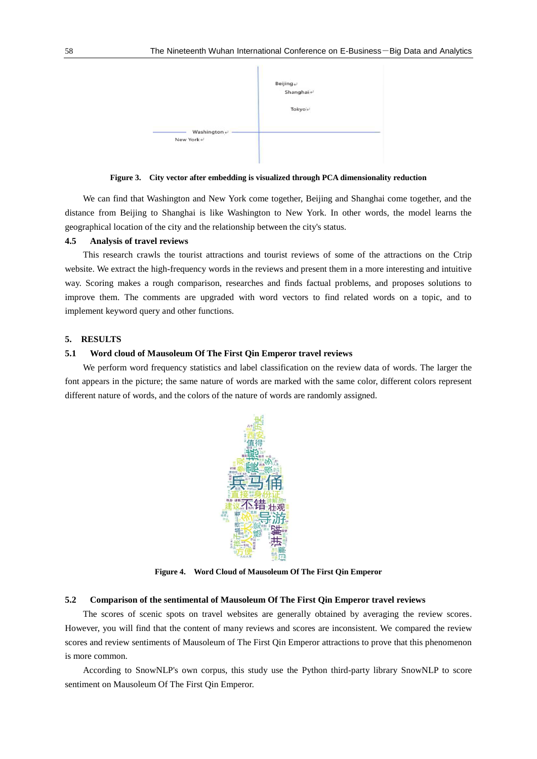Figure 3. City vector after embedding is visualized through PCA dimensionality reduction

We can find that Washington and New York come together, Beijing and Shanghai come together, and the distance from Beijing to Shanghai is like Washington to New York. In other words, the model learns the geographical location of the city and the relationship between the city's status.

### 4.5 Analysis of travel reviews

This research crawls the tourist attractions and tourist reviews of some of the attractions on the Ctrip website. We extract the high-frequency words in the reviews and present them in a more interesting and intuitive way. Scoring makes a rough comparison, researches and finds factual problems, and proposes solutions to improve them. The comments are upgraded with word vectors to find related words on a topic, and to implement keyword query and other functions.

## 5. RESULTS

### 5.1 Word cloud of Mausoleum Of The First Qin Emperor travel reviews

We perform word frequency statistics and label classification on the review data of words. The larger the font appears in the picture; the same nature of words are marked with the same color, different colors represent different nature of words, and the colors of the nature of words are randomly assigned.

Figure 4. Word Cloud of Mausoleum Of The First Qin Emperor

### 5.2 Comparison of the sentimental of Mausoleum Of The First Qin Emperor travel reviews

The scores of scenic spots on travel websites are generally obtained by averaging the review scores. However, you will find that the content of many reviews and scores are inconsistent. We compared the review scores and review sentiments of Mausoleum of The First Qin Emperor attractions to prove that this phenomenon is more common.

According to SnowNLP's own corpus, this study use the Python third-party library SnowNLP to score sentiment on Mausoleum Of The First Qin Emperor.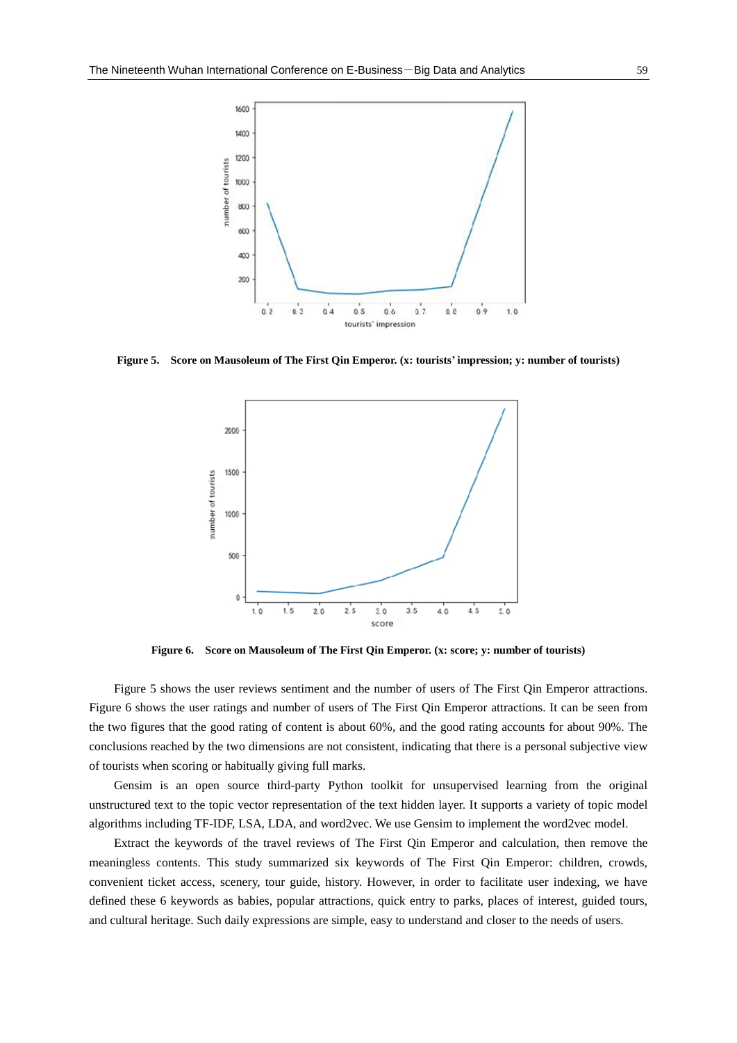**Figure 5. Score on Mausoleum of The First Qin Emperor. (x: tourists' impression; y: number of tourists)**

**Figure 6. Score on Mausoleum of The First Qin Emperor. (x: score; y: number of tourists)**

Figure 5 shows the user reviews sentiment and the number of users of The First Qin Emperor attractions. Figure 6 shows the user ratings and number of users of The First Qin Emperor attractions. It can be seen from the two figures that the good rating of content is about 60%, and the good rating accounts for about 90%. The conclusions reached by the two dimensions are not consistent, indicating that there is a personal subjective view of tourists when scoring or habitually giving full marks.

Gensim is an open source third-party Python toolkit for unsupervised learning from the original unstructured text to the topic vector representation of the text hidden layer. It supports a variety of topic model algorithms including TF-IDF, LSA, LDA, and word2vec. We use Gensim to implement the word2vec model.

Extract the keywords of the travel reviews of The First Qin Emperor and calculation, then remove the meaningless contents. This study summarized six keywords of The First Qin Emperor: children, crowds, convenient ticket access, scenery, tour guide, history. However, in order to facilitate user indexing, we have defined these 6 keywords as babies, popular attractions, quick entry to parks, places of interest, guided tours, and cultural heritage. Such daily expressions are simple, easy to understand and closer to the needs of users.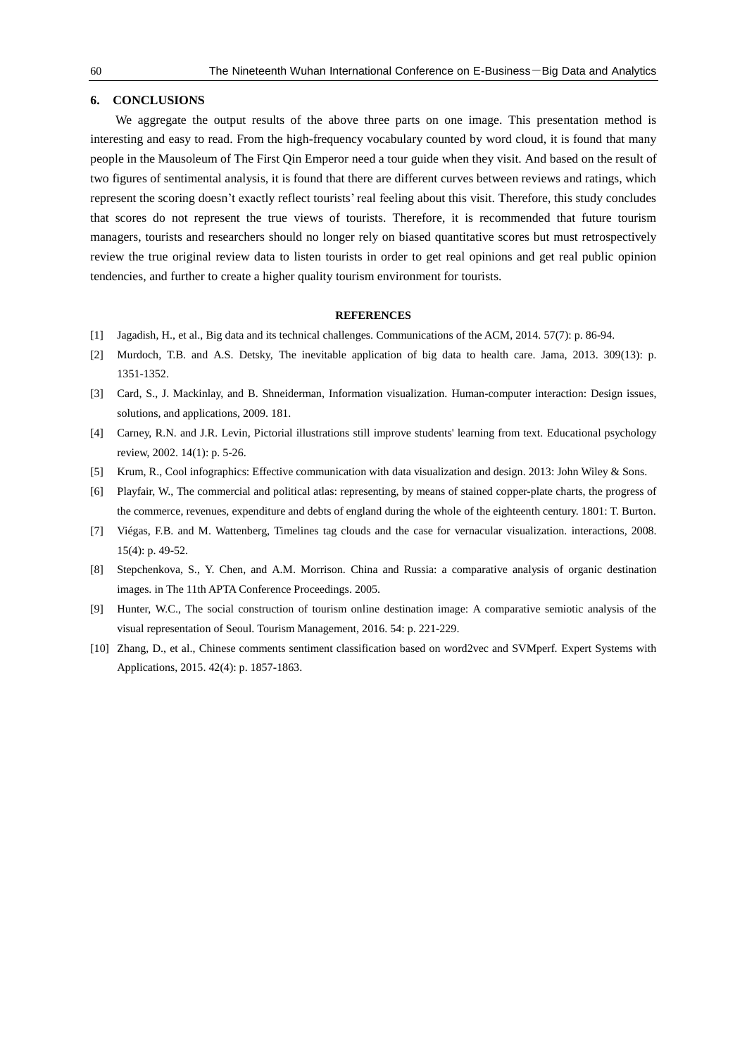## 6. CONCLUSIONS

We aggregate the output results of the above three parts on one image. This presentation method is interesting and easy to read. From the high-frequency vocabulary counted by word cloud, it is found that many people in the Mausoleum of The First Qin Emperor need a tour guide when they visit. And based on the result of two figures of sentimental analysis, it is found that there are different curves between reviews and ratings, which represent the scoring doesn't exactly reflect tourists' real feeling about this visit. Therefore, this study concludes that scores do not represent the true views of tourists. Therefore, it is recommended that future tourism managers, tourists and researchers should no longer rely on biased quantitative scores but must retrospectively review the true original review data to listen tourists in order to get real opinions and get real public opinion tendencies, and further to create a higher quality tourism environment for tourists.

## REFERENCES

[1] Jagadish, H., et al., Big data and its technical challenges. Communications of the ACM, 2014. 57(7): p. 86-94.

[2] Murdoch, T.B. and A.S. Detsky, The inevitable application of big data to health care. Jama, 2013. 309(13): p. 1351-1352.

[3] Card, S., J. Mackinlay, and B. Shneiderman, Information visualization. Human-computer interaction: Design issues, solutions, and applications, 2009. 181.

[4] Carney, R.N. and J.R. Levin, Pictorial illustrations still improve students' learning from text. Educational psychology review, 2002. 14(1): p. 5-26.

[5] Krum, R., Cool infographics: Effective communication with data visualization and design. 2013: John Wiley & Sons.

[6] Playfair, W., The commercial and political atlas: representing, by means of stained copper-plate charts, the progress of the commerce, revenues, expenditure and debts of england during the whole of the eighteenth century. 1801: T. Burton.

[7] Viégas, F.B. and M. Wattenberg, Timelines tag clouds and the case for vernacular visualization. interactions, 2008. 15(4): p. 49-52.

[8] Stepchenkova, S., Y. Chen, and A.M. Morrison. China and Russia: a comparative analysis of organic destination images. in The 11th APTA Conference Proceedings. 2005.

[9] Hunter, W.C., The social construction of tourism online destination image: A comparative semiotic analysis of the visual representation of Seoul. Tourism Management, 2016. 54: p. 221-229.

[10] Zhang, D., et al., Chinese comments sentiment classification based on word2vec and SVMperf. Expert Systems with Applications, 2015. 42(4): p. 1857-1863.